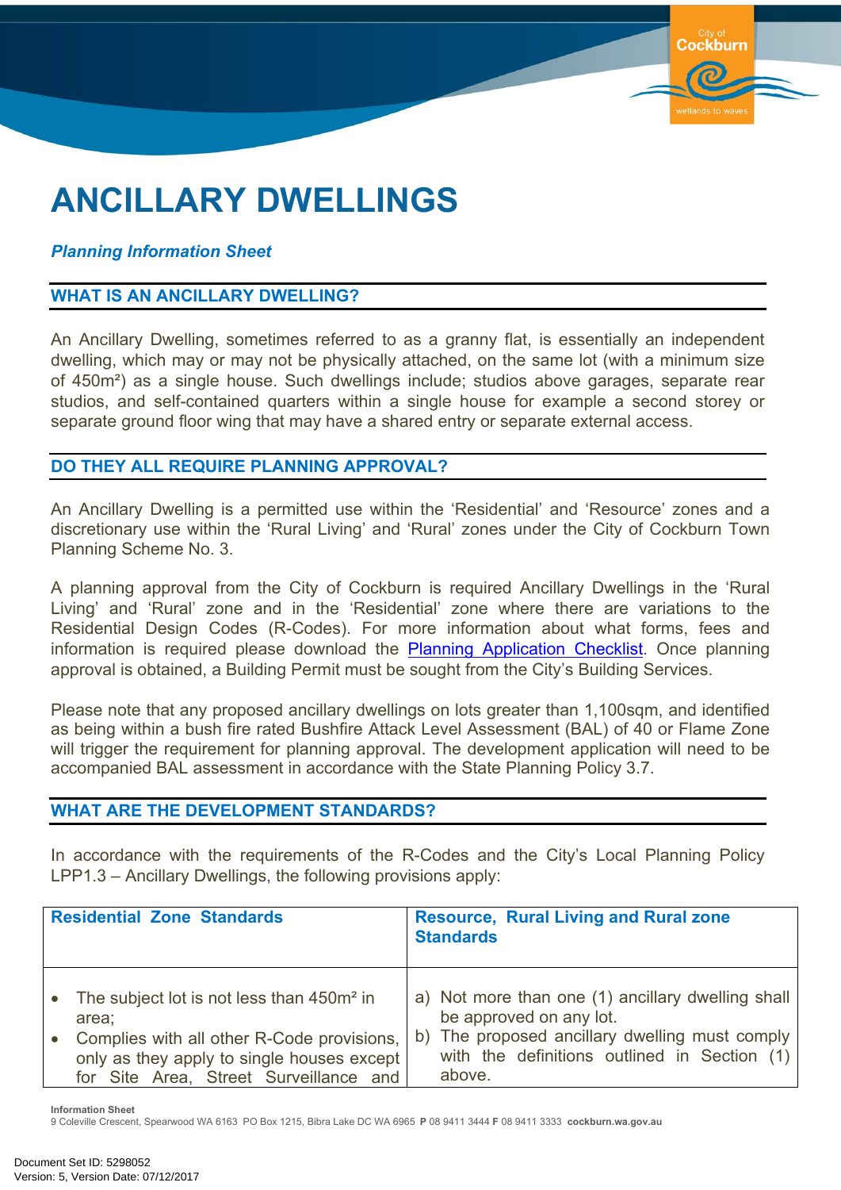# ANCILLARY DWELLINGS

***Planning Information Sheet***

## WHAT IS AN ANCILLARY DWELLING?

An Ancillary Dwelling, sometimes referred to as a granny flat, is essentially an independent dwelling, which may or may not be physically attached, on the same lot (with a minimum size of 450m²) as a single house. Such dwellings include; studios above garages, separate rear studios, and self-contained quarters within a single house for example a second storey or separate ground floor wing that may have a shared entry or separate external access.

## DO THEY ALL REQUIRE PLANNING APPROVAL?

An Ancillary Dwelling is a permitted use within the 'Residential' and 'Resource' zones and a discretionary use within the 'Rural Living' and 'Rural' zones under the City of Cockburn Town Planning Scheme No. 3.

A planning approval from the City of Cockburn is required Ancillary Dwellings in the 'Rural Living' and 'Rural' zone and in the 'Residential' zone where there are variations to the Residential Design Codes (R-Codes). For more information about what forms, fees and information is required please download the Planning Application Checklist. Once planning approval is obtained, a Building Permit must be sought from the City's Building Services.

Please note that any proposed ancillary dwellings on lots greater than 1,100sqm, and identified as being within a bush fire rated Bushfire Attack Level Assessment (BAL) of 40 or Flame Zone will trigger the requirement for planning approval. The development application will need to be accompanied BAL assessment in accordance with the State Planning Policy 3.7.

## WHAT ARE THE DEVELOPMENT STANDARDS?

In accordance with the requirements of the R-Codes and the City's Local Planning Policy LPP1.3 – Ancillary Dwellings, the following provisions apply:

| Residential Zone Standards | Resource, Rural Living and Rural zone Standards |
|---|---|
| • The subject lot is not less than 450m² in area;<br>• Complies with all other R-Code provisions, only as they apply to single houses except for Site Area, Street Surveillance and | a) Not more than one (1) ancillary dwelling shall be approved on any lot.<br>b) The proposed ancillary dwelling must comply with the definitions outlined in Section (1) above. |

**Information Sheet**
9 Coleville Crescent, Spearwood WA 6163 PO Box 1215, Bibra Lake DC WA 6965 **P** 08 9411 3444 **F** 08 9411 3333 **cockburn.wa.gov.au**

Document Set ID: 5298052
Version: 5, Version Date: 07/12/2017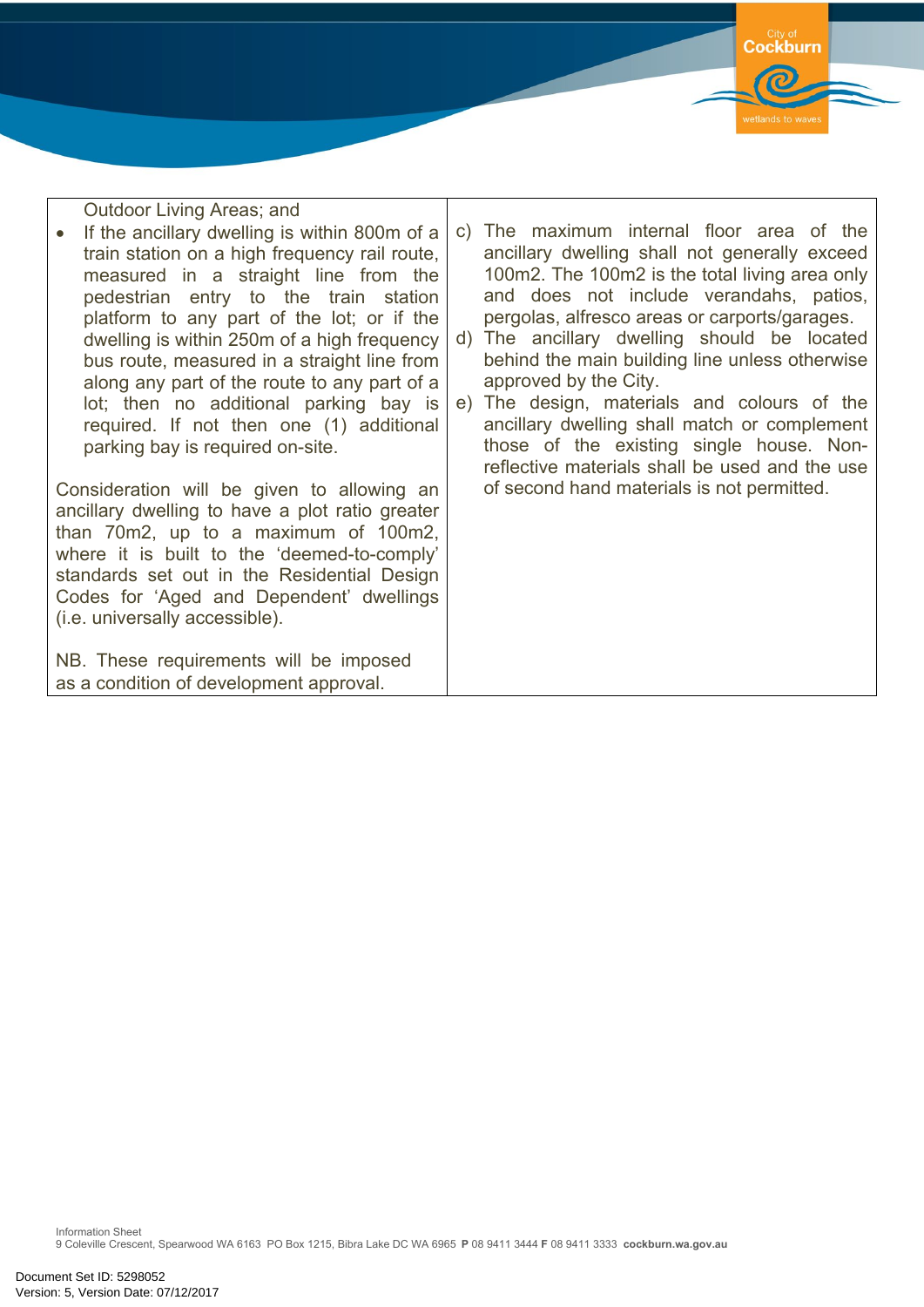| | |
|---|---|
| Outdoor Living Areas; and<br>• If the ancillary dwelling is within 800m of a train station on a high frequency rail route, measured in a straight line from the pedestrian entry to the train station platform to any part of the lot; or if the dwelling is within 250m of a high frequency bus route, measured in a straight line from along any part of the route to any part of a lot; then no additional parking bay is required. If not then one (1) additional parking bay is required on-site.<br><br>Consideration will be given to allowing an ancillary dwelling to have a plot ratio greater than 70m2, up to a maximum of 100m2, where it is built to the 'deemed-to-comply' standards set out in the Residential Design Codes for 'Aged and Dependent' dwellings (i.e. universally accessible).<br><br>NB. These requirements will be imposed as a condition of development approval. | c) The maximum internal floor area of the ancillary dwelling shall not generally exceed 100m2. The 100m2 is the total living area only and does not include verandahs, patios, pergolas, alfresco areas or carports/garages.<br>d) The ancillary dwelling should be located behind the main building line unless otherwise approved by the City.<br>e) The design, materials and colours of the ancillary dwelling shall match or complement those of the existing single house. Non-reflective materials shall be used and the use of second hand materials is not permitted. |